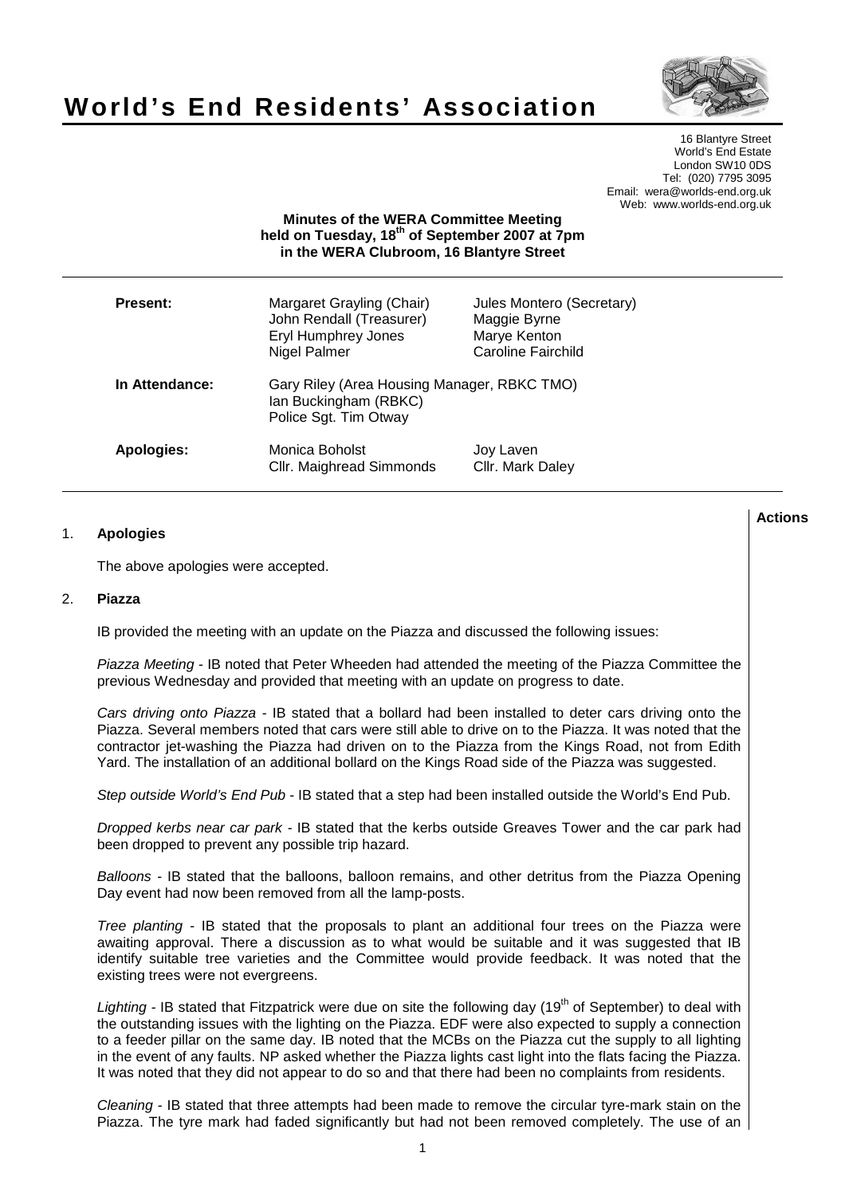# World's End Residents' Association

16 Blantyre Street
World's End Estate
London SW10 0DS
Tel: (020) 7795 3095
Email: wera@worlds-end.org.uk
Web: www.worlds-end.org.uk

**Minutes of the WERA Committee Meeting held on Tuesday, 18th of September 2007 at 7pm in the WERA Clubroom, 16 Blantyre Street**

| | | |
|---|---|---|
| **Present:** | Margaret Grayling (Chair) | Jules Montero (Secretary) |
| | John Rendall (Treasurer) | Maggie Byrne |
| | Eryl Humphrey Jones | Marye Kenton |
| | Nigel Palmer | Caroline Fairchild |
| **In Attendance:** | Gary Riley (Area Housing Manager, RBKC TMO) | |
| | Ian Buckingham (RBKC) | |
| | Police Sgt. Tim Otway | |
| **Apologies:** | Monica Boholst | Joy Laven |
| | Cllr. Maighread Simmonds | Cllr. Mark Daley |

**Actions**

1. **Apologies**

   The above apologies were accepted.

2. **Piazza**

   IB provided the meeting with an update on the Piazza and discussed the following issues:

   *Piazza Meeting* - IB noted that Peter Wheeden had attended the meeting of the Piazza Committee the previous Wednesday and provided that meeting with an update on progress to date.

   *Cars driving onto Piazza* - IB stated that a bollard had been installed to deter cars driving onto the Piazza. Several members noted that cars were still able to drive on to the Piazza. It was noted that the contractor jet-washing the Piazza had driven on to the Piazza from the Kings Road, not from Edith Yard. The installation of an additional bollard on the Kings Road side of the Piazza was suggested.

   *Step outside World's End Pub* - IB stated that a step had been installed outside the World's End Pub.

   *Dropped kerbs near car park* - IB stated that the kerbs outside Greaves Tower and the car park had been dropped to prevent any possible trip hazard.

   *Balloons* - IB stated that the balloons, balloon remains, and other detritus from the Piazza Opening Day event had now been removed from all the lamp-posts.

   *Tree planting* - IB stated that the proposals to plant an additional four trees on the Piazza were awaiting approval. There a discussion as to what would be suitable and it was suggested that IB identify suitable tree varieties and the Committee would provide feedback. It was noted that the existing trees were not evergreens.

   *Lighting* - IB stated that Fitzpatrick were due on site the following day (19th of September) to deal with the outstanding issues with the lighting on the Piazza. EDF were also expected to supply a connection to a feeder pillar on the same day. IB noted that the MCBs on the Piazza cut the supply to all lighting in the event of any faults. NP asked whether the Piazza lights cast light into the flats facing the Piazza. It was noted that they did not appear to do so and that there had been no complaints from residents.

   *Cleaning* - IB stated that three attempts had been made to remove the circular tyre-mark stain on the Piazza. The tyre mark had faded significantly but had not been removed completely. The use of an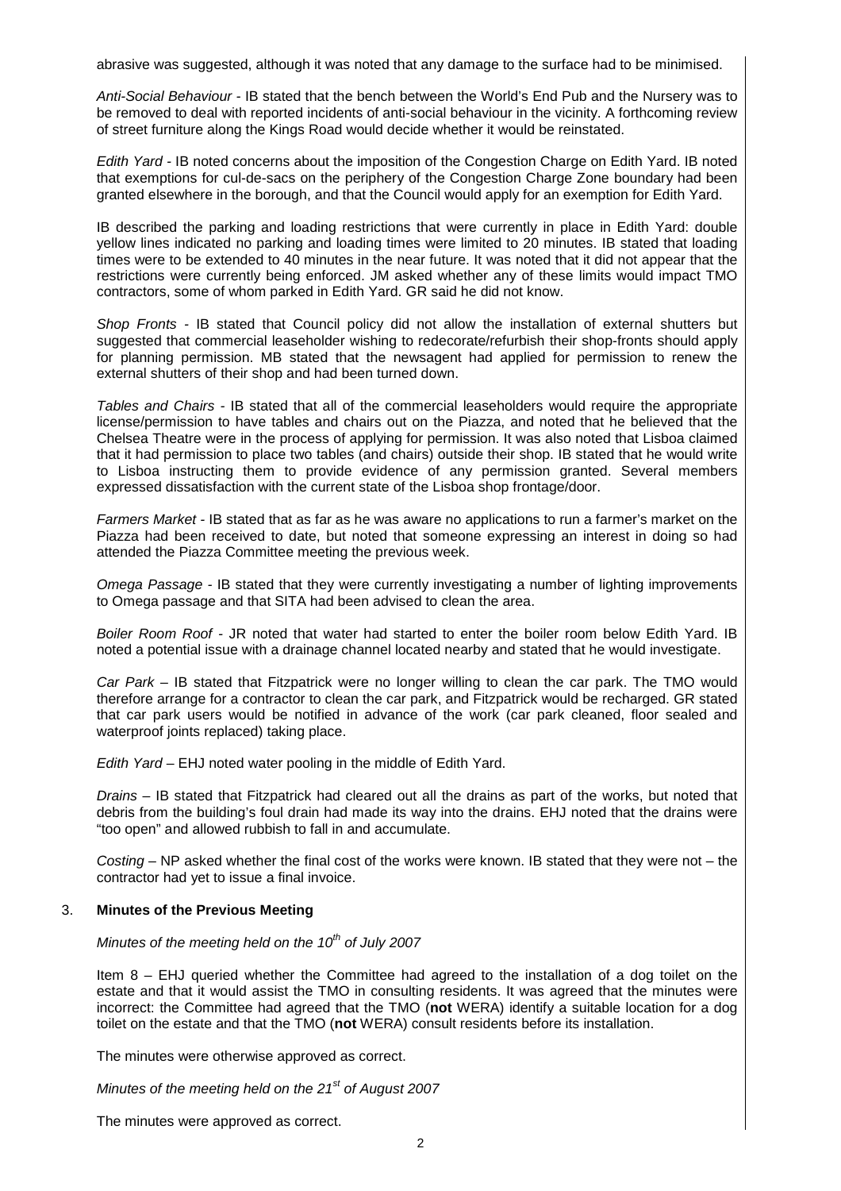abrasive was suggested, although it was noted that any damage to the surface had to be minimised.

*Anti-Social Behaviour* - IB stated that the bench between the World's End Pub and the Nursery was to be removed to deal with reported incidents of anti-social behaviour in the vicinity. A forthcoming review of street furniture along the Kings Road would decide whether it would be reinstated.

*Edith Yard* - IB noted concerns about the imposition of the Congestion Charge on Edith Yard. IB noted that exemptions for cul-de-sacs on the periphery of the Congestion Charge Zone boundary had been granted elsewhere in the borough, and that the Council would apply for an exemption for Edith Yard.

IB described the parking and loading restrictions that were currently in place in Edith Yard: double yellow lines indicated no parking and loading times were limited to 20 minutes. IB stated that loading times were to be extended to 40 minutes in the near future. It was noted that it did not appear that the restrictions were currently being enforced. JM asked whether any of these limits would impact TMO contractors, some of whom parked in Edith Yard. GR said he did not know.

*Shop Fronts* - IB stated that Council policy did not allow the installation of external shutters but suggested that commercial leaseholder wishing to redecorate/refurbish their shop-fronts should apply for planning permission. MB stated that the newsagent had applied for permission to renew the external shutters of their shop and had been turned down.

*Tables and Chairs* - IB stated that all of the commercial leaseholders would require the appropriate license/permission to have tables and chairs out on the Piazza, and noted that he believed that the Chelsea Theatre were in the process of applying for permission. It was also noted that Lisboa claimed that it had permission to place two tables (and chairs) outside their shop. IB stated that he would write to Lisboa instructing them to provide evidence of any permission granted. Several members expressed dissatisfaction with the current state of the Lisboa shop frontage/door.

*Farmers Market* - IB stated that as far as he was aware no applications to run a farmer's market on the Piazza had been received to date, but noted that someone expressing an interest in doing so had attended the Piazza Committee meeting the previous week.

*Omega Passage* - IB stated that they were currently investigating a number of lighting improvements to Omega passage and that SITA had been advised to clean the area.

*Boiler Room Roof* - JR noted that water had started to enter the boiler room below Edith Yard. IB noted a potential issue with a drainage channel located nearby and stated that he would investigate.

*Car Park* – IB stated that Fitzpatrick were no longer willing to clean the car park. The TMO would therefore arrange for a contractor to clean the car park, and Fitzpatrick would be recharged. GR stated that car park users would be notified in advance of the work (car park cleaned, floor sealed and waterproof joints replaced) taking place.

*Edith Yard* – EHJ noted water pooling in the middle of Edith Yard.

*Drains* – IB stated that Fitzpatrick had cleared out all the drains as part of the works, but noted that debris from the building's foul drain had made its way into the drains. EHJ noted that the drains were "too open" and allowed rubbish to fall in and accumulate.

*Costing* – NP asked whether the final cost of the works were known. IB stated that they were not – the contractor had yet to issue a final invoice.

### 3. **Minutes of the Previous Meeting**

*Minutes of the meeting held on the 10th of July 2007*

Item 8 – EHJ queried whether the Committee had agreed to the installation of a dog toilet on the estate and that it would assist the TMO in consulting residents. It was agreed that the minutes were incorrect: the Committee had agreed that the TMO (**not** WERA) identify a suitable location for a dog toilet on the estate and that the TMO (**not** WERA) consult residents before its installation.

The minutes were otherwise approved as correct.

*Minutes of the meeting held on the 21st of August 2007*

The minutes were approved as correct.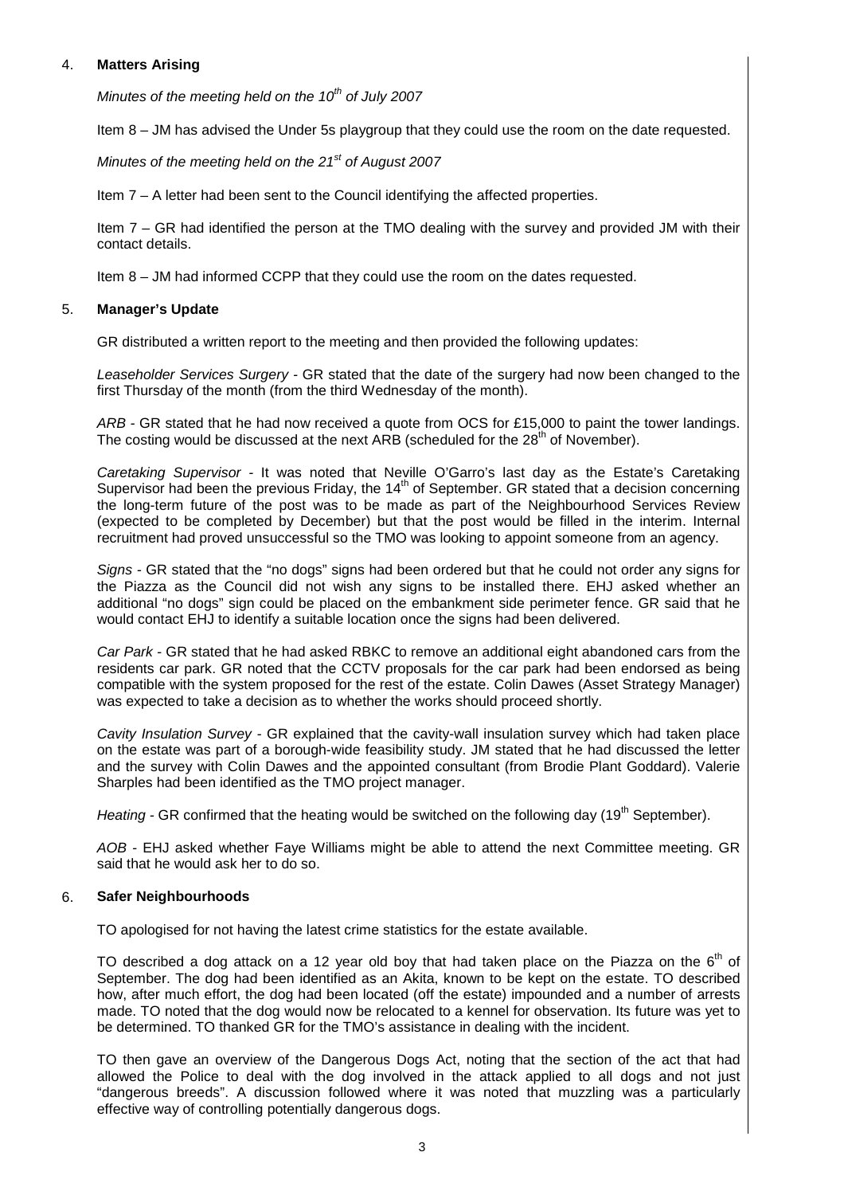## 4. Matters Arising

*Minutes of the meeting held on the 10th of July 2007*

Item 8 – JM has advised the Under 5s playgroup that they could use the room on the date requested.

*Minutes of the meeting held on the 21st of August 2007*

Item 7 – A letter had been sent to the Council identifying the affected properties.

Item 7 – GR had identified the person at the TMO dealing with the survey and provided JM with their contact details.

Item 8 – JM had informed CCPP that they could use the room on the dates requested.

## 5. Manager's Update

GR distributed a written report to the meeting and then provided the following updates:

*Leaseholder Services Surgery* - GR stated that the date of the surgery had now been changed to the first Thursday of the month (from the third Wednesday of the month).

*ARB* - GR stated that he had now received a quote from OCS for £15,000 to paint the tower landings. The costing would be discussed at the next ARB (scheduled for the 28th of November).

*Caretaking Supervisor* - It was noted that Neville O'Garro's last day as the Estate's Caretaking Supervisor had been the previous Friday, the 14th of September. GR stated that a decision concerning the long-term future of the post was to be made as part of the Neighbourhood Services Review (expected to be completed by December) but that the post would be filled in the interim. Internal recruitment had proved unsuccessful so the TMO was looking to appoint someone from an agency.

*Signs* - GR stated that the "no dogs" signs had been ordered but that he could not order any signs for the Piazza as the Council did not wish any signs to be installed there. EHJ asked whether an additional "no dogs" sign could be placed on the embankment side perimeter fence. GR said that he would contact EHJ to identify a suitable location once the signs had been delivered.

*Car Park* - GR stated that he had asked RBKC to remove an additional eight abandoned cars from the residents car park. GR noted that the CCTV proposals for the car park had been endorsed as being compatible with the system proposed for the rest of the estate. Colin Dawes (Asset Strategy Manager) was expected to take a decision as to whether the works should proceed shortly.

*Cavity Insulation Survey* - GR explained that the cavity-wall insulation survey which had taken place on the estate was part of a borough-wide feasibility study. JM stated that he had discussed the letter and the survey with Colin Dawes and the appointed consultant (from Brodie Plant Goddard). Valerie Sharples had been identified as the TMO project manager.

*Heating* - GR confirmed that the heating would be switched on the following day (19th September).

*AOB* - EHJ asked whether Faye Williams might be able to attend the next Committee meeting. GR said that he would ask her to do so.

## 6. Safer Neighbourhoods

TO apologised for not having the latest crime statistics for the estate available.

TO described a dog attack on a 12 year old boy that had taken place on the Piazza on the 6th of September. The dog had been identified as an Akita, known to be kept on the estate. TO described how, after much effort, the dog had been located (off the estate) impounded and a number of arrests made. TO noted that the dog would now be relocated to a kennel for observation. Its future was yet to be determined. TO thanked GR for the TMO's assistance in dealing with the incident.

TO then gave an overview of the Dangerous Dogs Act, noting that the section of the act that had allowed the Police to deal with the dog involved in the attack applied to all dogs and not just "dangerous breeds". A discussion followed where it was noted that muzzling was a particularly effective way of controlling potentially dangerous dogs.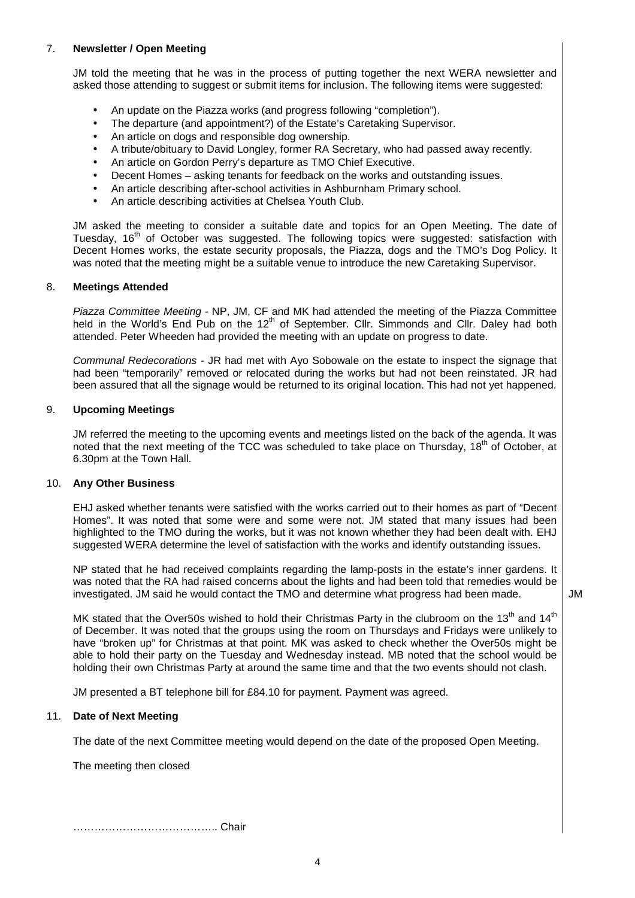7. **Newsletter / Open Meeting**

JM told the meeting that he was in the process of putting together the next WERA newsletter and asked those attending to suggest or submit items for inclusion. The following items were suggested:

- An update on the Piazza works (and progress following "completion").
- The departure (and appointment?) of the Estate's Caretaking Supervisor.
- An article on dogs and responsible dog ownership.
- A tribute/obituary to David Longley, former RA Secretary, who had passed away recently.
- An article on Gordon Perry's departure as TMO Chief Executive.
- Decent Homes – asking tenants for feedback on the works and outstanding issues.
- An article describing after-school activities in Ashburnham Primary school.
- An article describing activities at Chelsea Youth Club.

JM asked the meeting to consider a suitable date and topics for an Open Meeting. The date of Tuesday, 16th of October was suggested. The following topics were suggested: satisfaction with Decent Homes works, the estate security proposals, the Piazza, dogs and the TMO's Dog Policy. It was noted that the meeting might be a suitable venue to introduce the new Caretaking Supervisor.

8. **Meetings Attended**

*Piazza Committee Meeting* - NP, JM, CF and MK had attended the meeting of the Piazza Committee held in the World's End Pub on the 12th of September. Cllr. Simmonds and Cllr. Daley had both attended. Peter Wheeden had provided the meeting with an update on progress to date.

*Communal Redecorations* - JR had met with Ayo Sobowale on the estate to inspect the signage that had been "temporarily" removed or relocated during the works but had not been reinstated. JR had been assured that all the signage would be returned to its original location. This had not yet happened.

9. **Upcoming Meetings**

JM referred the meeting to the upcoming events and meetings listed on the back of the agenda. It was noted that the next meeting of the TCC was scheduled to take place on Thursday, 18th of October, at 6.30pm at the Town Hall.

10. **Any Other Business**

EHJ asked whether tenants were satisfied with the works carried out to their homes as part of "Decent Homes". It was noted that some were and some were not. JM stated that many issues had been highlighted to the TMO during the works, but it was not known whether they had been dealt with. EHJ suggested WERA determine the level of satisfaction with the works and identify outstanding issues.

NP stated that he had received complaints regarding the lamp-posts in the estate's inner gardens. It was noted that the RA had raised concerns about the lights and had been told that remedies would be investigated. JM said he would contact the TMO and determine what progress had been made. **JM**

MK stated that the Over50s wished to hold their Christmas Party in the clubroom on the 13th and 14th of December. It was noted that the groups using the room on Thursdays and Fridays were unlikely to have "broken up" for Christmas at that point. MK was asked to check whether the Over50s might be able to hold their party on the Tuesday and Wednesday instead. MB noted that the school would be holding their own Christmas Party at around the same time and that the two events should not clash.

JM presented a BT telephone bill for £84.10 for payment. Payment was agreed.

11. **Date of Next Meeting**

The date of the next Committee meeting would depend on the date of the proposed Open Meeting.

The meeting then closed

………………………………….. Chair